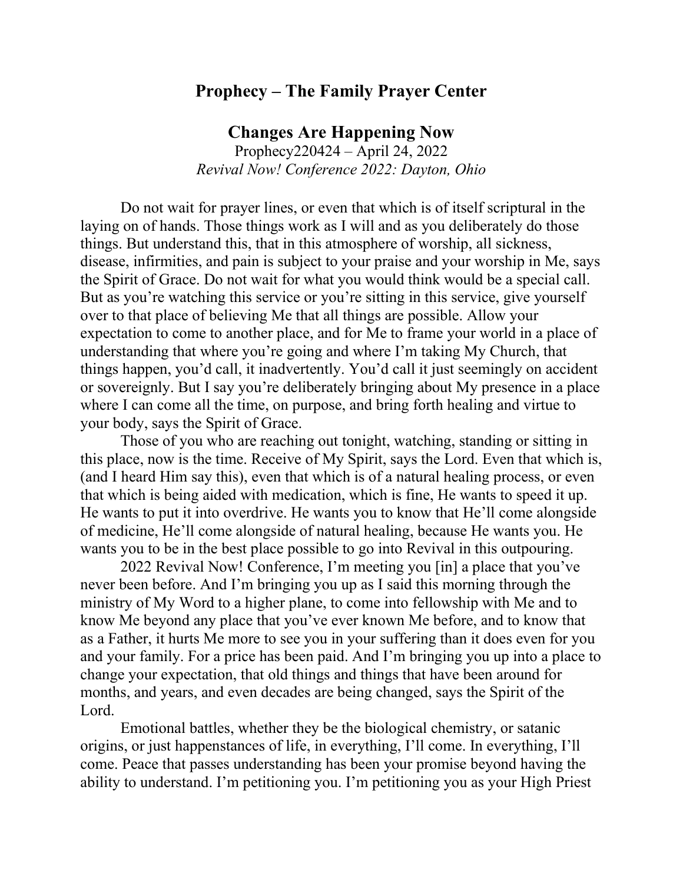## Prophecy – The Family Prayer Center

### Changes Are Happening Now

Prophecy220424 – April 24, 2022

*Revival Now! Conference 2022: Dayton, Ohio*

Do not wait for prayer lines, or even that which is of itself scriptural in the laying on of hands. Those things work as I will and as you deliberately do those things. But understand this, that in this atmosphere of worship, all sickness, disease, infirmities, and pain is subject to your praise and your worship in Me, says the Spirit of Grace. Do not wait for what you would think would be a special call. But as you're watching this service or you're sitting in this service, give yourself over to that place of believing Me that all things are possible. Allow your expectation to come to another place, and for Me to frame your world in a place of understanding that where you're going and where I'm taking My Church, that things happen, you'd call, it inadvertently. You'd call it just seemingly on accident or sovereignly. But I say you're deliberately bringing about My presence in a place where I can come all the time, on purpose, and bring forth healing and virtue to your body, says the Spirit of Grace.

Those of you who are reaching out tonight, watching, standing or sitting in this place, now is the time. Receive of My Spirit, says the Lord. Even that which is, (and I heard Him say this), even that which is of a natural healing process, or even that which is being aided with medication, which is fine, He wants to speed it up. He wants to put it into overdrive. He wants you to know that He'll come alongside of medicine, He'll come alongside of natural healing, because He wants you. He wants you to be in the best place possible to go into Revival in this outpouring.

2022 Revival Now! Conference, I'm meeting you [in] a place that you've never been before. And I'm bringing you up as I said this morning through the ministry of My Word to a higher plane, to come into fellowship with Me and to know Me beyond any place that you've ever known Me before, and to know that as a Father, it hurts Me more to see you in your suffering than it does even for you and your family. For a price has been paid. And I'm bringing you up into a place to change your expectation, that old things and things that have been around for months, and years, and even decades are being changed, says the Spirit of the Lord.

Emotional battles, whether they be the biological chemistry, or satanic origins, or just happenstances of life, in everything, I'll come. In everything, I'll come. Peace that passes understanding has been your promise beyond having the ability to understand. I'm petitioning you. I'm petitioning you as your High Priest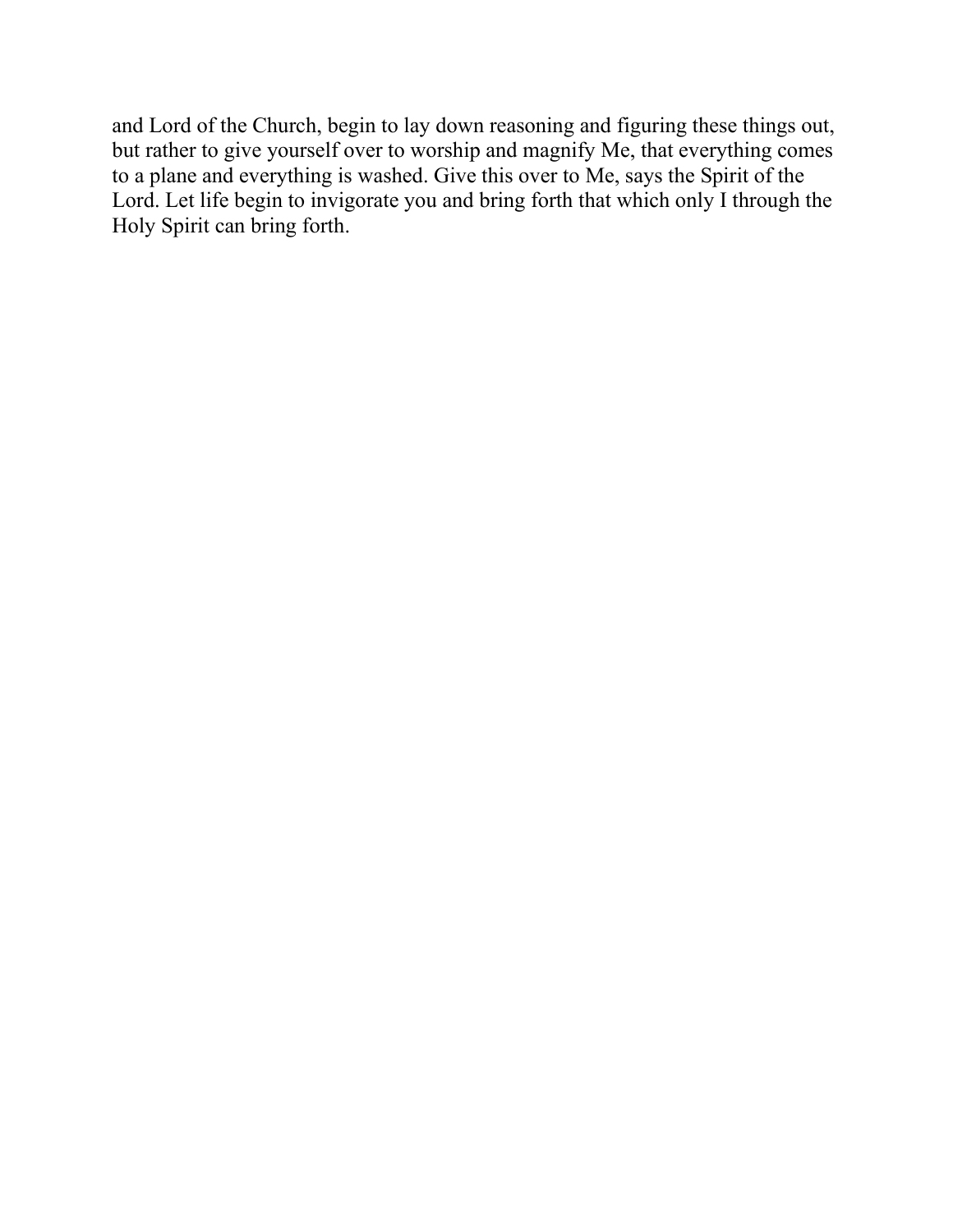and Lord of the Church, begin to lay down reasoning and figuring these things out, but rather to give yourself over to worship and magnify Me, that everything comes to a plane and everything is washed. Give this over to Me, says the Spirit of the Lord. Let life begin to invigorate you and bring forth that which only I through the Holy Spirit can bring forth.